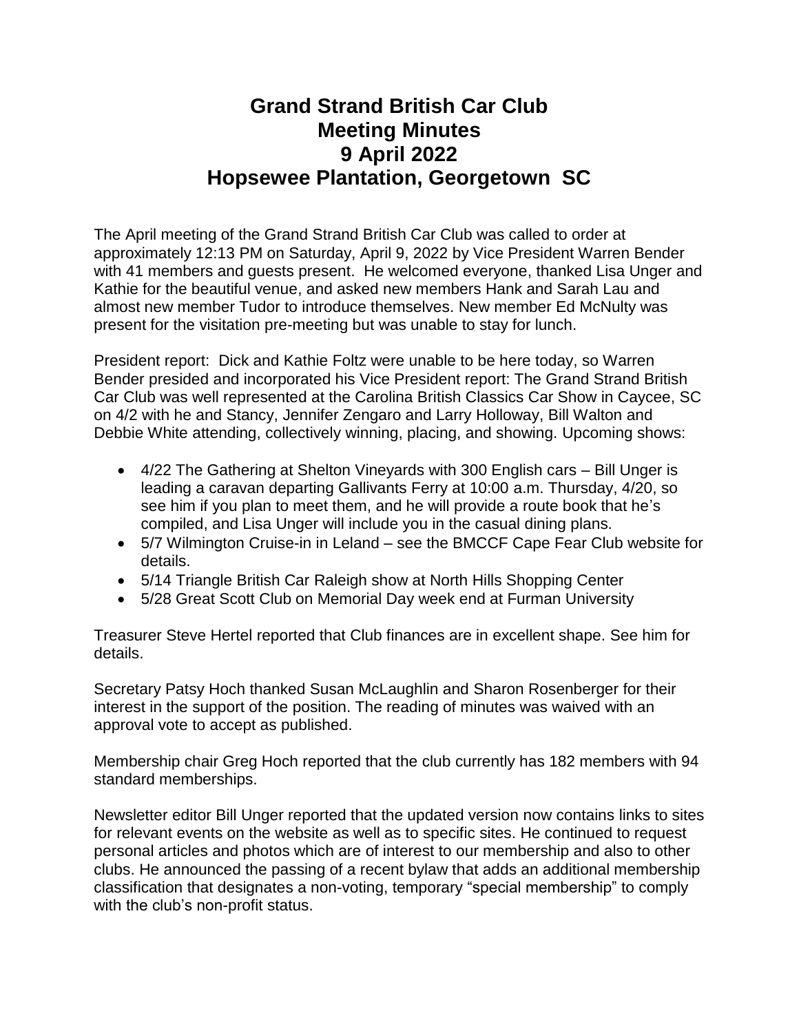# Grand Strand British Car Club
# Meeting Minutes
# 9 April 2022
# Hopsewee Plantation, Georgetown SC

The April meeting of the Grand Strand British Car Club was called to order at approximately 12:13 PM on Saturday, April 9, 2022 by Vice President Warren Bender with 41 members and guests present. He welcomed everyone, thanked Lisa Unger and Kathie for the beautiful venue, and asked new members Hank and Sarah Lau and almost new member Tudor to introduce themselves. New member Ed McNulty was present for the visitation pre-meeting but was unable to stay for lunch.

President report: Dick and Kathie Foltz were unable to be here today, so Warren Bender presided and incorporated his Vice President report: The Grand Strand British Car Club was well represented at the Carolina British Classics Car Show in Caycee, SC on 4/2 with he and Stancy, Jennifer Zengaro and Larry Holloway, Bill Walton and Debbie White attending, collectively winning, placing, and showing. Upcoming shows:

- 4/22 The Gathering at Shelton Vineyards with 300 English cars – Bill Unger is leading a caravan departing Gallivants Ferry at 10:00 a.m. Thursday, 4/20, so see him if you plan to meet them, and he will provide a route book that he's compiled, and Lisa Unger will include you in the casual dining plans.
- 5/7 Wilmington Cruise-in in Leland – see the BMCCF Cape Fear Club website for details.
- 5/14 Triangle British Car Raleigh show at North Hills Shopping Center
- 5/28 Great Scott Club on Memorial Day week end at Furman University

Treasurer Steve Hertel reported that Club finances are in excellent shape. See him for details.

Secretary Patsy Hoch thanked Susan McLaughlin and Sharon Rosenberger for their interest in the support of the position. The reading of minutes was waived with an approval vote to accept as published.

Membership chair Greg Hoch reported that the club currently has 182 members with 94 standard memberships.

Newsletter editor Bill Unger reported that the updated version now contains links to sites for relevant events on the website as well as to specific sites. He continued to request personal articles and photos which are of interest to our membership and also to other clubs. He announced the passing of a recent bylaw that adds an additional membership classification that designates a non-voting, temporary "special membership" to comply with the club's non-profit status.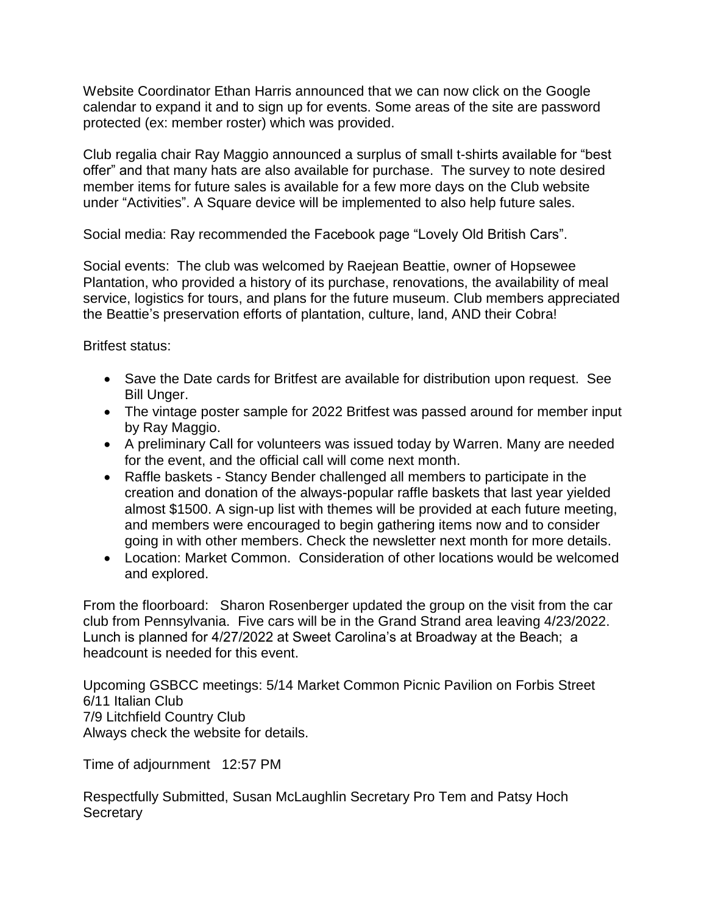Website Coordinator Ethan Harris announced that we can now click on the Google calendar to expand it and to sign up for events. Some areas of the site are password protected (ex: member roster) which was provided.

Club regalia chair Ray Maggio announced a surplus of small t-shirts available for "best offer" and that many hats are also available for purchase. The survey to note desired member items for future sales is available for a few more days on the Club website under "Activities". A Square device will be implemented to also help future sales.

Social media: Ray recommended the Facebook page "Lovely Old British Cars".

Social events: The club was welcomed by Raejean Beattie, owner of Hopsewee Plantation, who provided a history of its purchase, renovations, the availability of meal service, logistics for tours, and plans for the future museum. Club members appreciated the Beattie's preservation efforts of plantation, culture, land, AND their Cobra!

Britfest status:

- Save the Date cards for Britfest are available for distribution upon request. See Bill Unger.
- The vintage poster sample for 2022 Britfest was passed around for member input by Ray Maggio.
- A preliminary Call for volunteers was issued today by Warren. Many are needed for the event, and the official call will come next month.
- Raffle baskets - Stancy Bender challenged all members to participate in the creation and donation of the always-popular raffle baskets that last year yielded almost $1500. A sign-up list with themes will be provided at each future meeting, and members were encouraged to begin gathering items now and to consider going in with other members. Check the newsletter next month for more details.
- Location: Market Common. Consideration of other locations would be welcomed and explored.

From the floorboard: Sharon Rosenberger updated the group on the visit from the car club from Pennsylvania. Five cars will be in the Grand Strand area leaving 4/23/2022. Lunch is planned for 4/27/2022 at Sweet Carolina's at Broadway at the Beach; a headcount is needed for this event.

Upcoming GSBCC meetings: 5/14 Market Common Picnic Pavilion on Forbis Street
6/11 Italian Club
7/9 Litchfield Country Club
Always check the website for details.

Time of adjournment 12:57 PM

Respectfully Submitted, Susan McLaughlin Secretary Pro Tem and Patsy Hoch Secretary